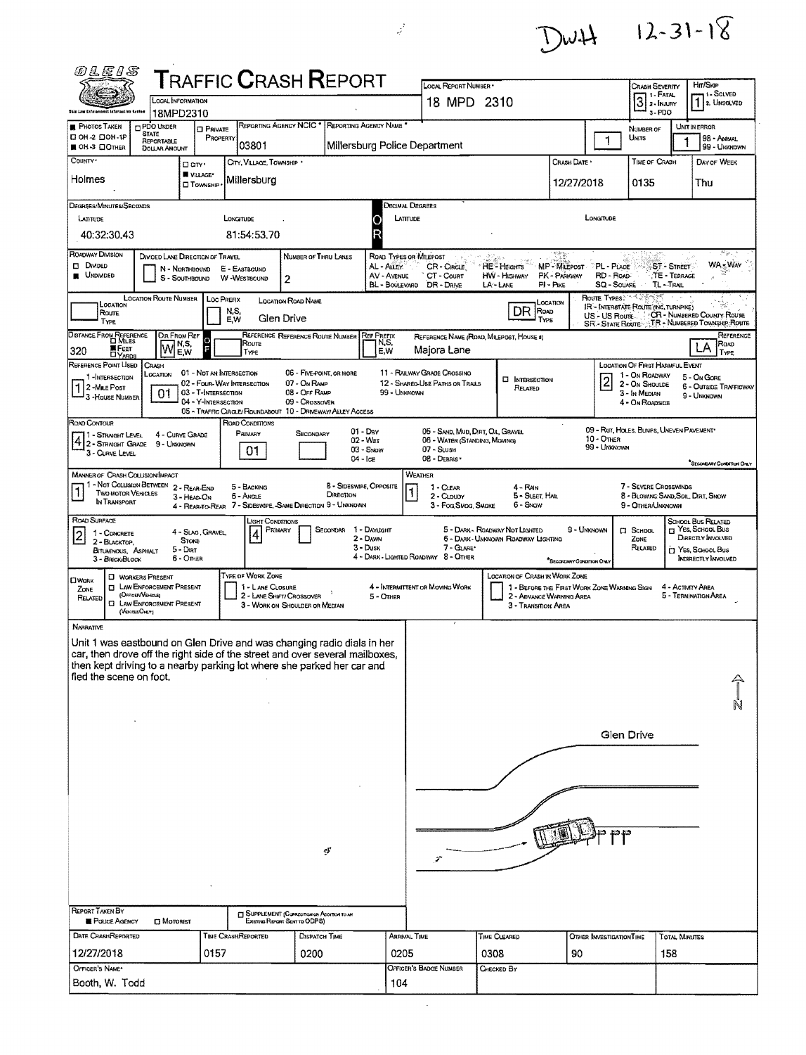DWH 12-31-18

# TRAFFIC CRASH REPORT

OLEIS — This Law Enforcement Information System

| Field | Value |
|---|---|
| Local Information | 18MPD2310 |
| Local Report Number | 18 MPD 2310 |
| Crash Severity | 3 (1 - Fatal, 2 - Injury, 3 - PDO) |
| Hit/Skip | 1 (1 - Solved, 2 - Unsolved) |
| Photos Taken | OH-3 |
| Reporting Agency NCIC | 03801 |
| Reporting Agency Name | Millersburg Police Department |
| Number of Units | 1 |
| Unit in Error | 1 (98 - Animal, 99 - Unknown) |
| County | Holmes |
| City, Village, Township | Village — Millersburg |
| Crash Date | 12/27/2018 |
| Time of Crash | 0135 |
| Day of Week | Thu |
| Latitude (Degrees/Minutes/Seconds) | 40:32:30.43 |
| Longitude (Degrees/Minutes/Seconds) | 81:54:53.70 |
| Roadway Division | Undivided |
| Number of Thru Lanes | 2 |
| Location Road Name | Glen Drive |
| Location Road Type | DR |
| Distance From Reference | 320 Feet |
| Dir From Ref | W |
| Reference Name (Road, Milepost, House #) | Majora Lane |
| Reference Road Type | LA |
| Reference Point Used | 1 - Intersection |
| Crash Location | 01 - Not an Intersection |
| Location of First Harmful Event | 2 - On Shoulder |
| Road Contour | 4 - Curve Grade |
| Road Conditions (Primary) | 01 - Dry |
| Manner of Crash Collision/Impact | 1 - Not Collision Between Two Motor Vehicles in Transport |
| Weather | 1 - Clear |
| Road Surface | 2 - Blacktop, Bituminous, Asphalt |
| Light Conditions (Primary) | 4 - Dark - Lighted Roadway |

## Narrative

Unit 1 was eastbound on Glen Drive and was changing radio dials in her car, then drove off the right side of the street and over several mailboxes, then kept driving to a nearby parking lot where she parked her car and fled the scene on foot.

(Diagram: Glen Drive, N arrow)

| Report Taken By | Police Agency |
|---|---|

| Date Crash Reported | Time Crash Reported | Dispatch Time | Arrival Time | Time Cleared | Other Investigation Time | Total Minutes |
|---|---|---|---|---|---|---|
| 12/27/2018 | 0157 | 0200 | 0205 | 0308 | 90 | 158 |

| Officer's Name | Officer's Badge Number | Checked By |
|---|---|---|
| Booth, W. Todd | 104 | |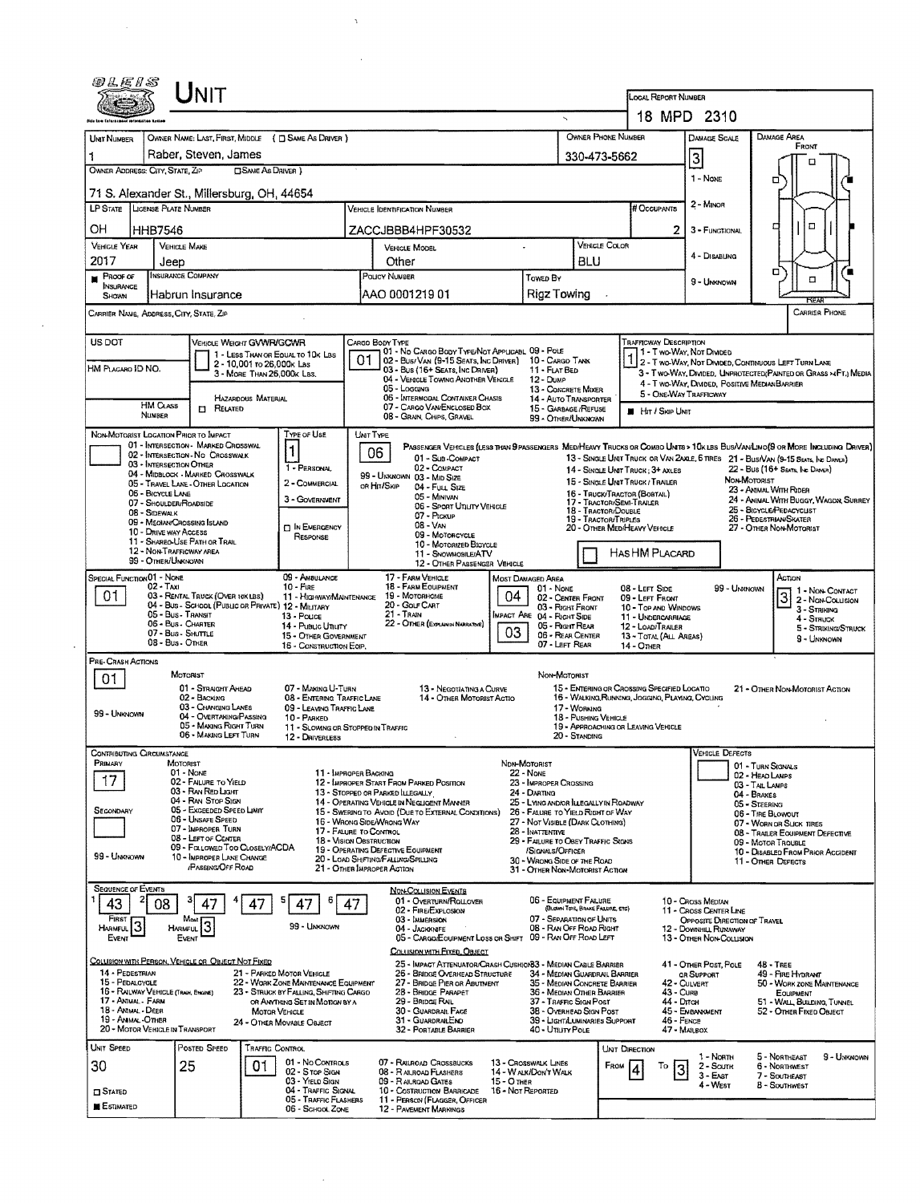# UNIT

**LOCAL REPORT NUMBER:** 18 MPD 2310

| UNIT NUMBER | OWNER NAME: LAST, FIRST, MIDDLE (☐ SAME AS DRIVER) | OWNER PHONE NUMBER | DAMAGE SCALE | DAMAGE AREA |
|---|---|---|---|---|
| 1 | Raber, Steven, James | 330-473-5662 | 3 | FRONT |

OWNER ADDRESS: CITY, STATE, ZIP (☐ SAME AS DRIVER): 71 S. Alexander St., Millersburg, OH, 44654

| LP STATE | LICENSE PLATE NUMBER | VEHICLE IDENTIFICATION NUMBER | # OCCUPANTS |
|---|---|---|---|
| OH | HHB7546 | ZACCJBBB4HPF30532 | 2 |

| VEHICLE YEAR | VEHICLE MAKE | VEHICLE MODEL | VEHICLE COLOR |
|---|---|---|---|
| 2017 | Jeep | Other | BLU |

| PROOF OF INSURANCE SHOWN | INSURANCE COMPANY | POLICY NUMBER | TOWED BY |
|---|---|---|---|
| ■ | Habrun Insurance | AAO 0001219 01 | Rigz Towing |

Damage Scale: 1 - None; 2 - Minor; 3 - Functional; 4 - Disabling; 9 - Unknown

CARRIER NAME, ADDRESS, CITY, STATE, ZIP / CARRIER PHONE

US DOT / HM PLACARD ID NO. / HM CLASS NUMBER

VEHICLE WEIGHT GVWR/GCWR: 1 - Less Than or Equal to 10k Lbs; 2 - 10,001 to 26,000k Lbs; 3 - More Than 26,000k Lbs.

HAZARDOUS MATERIAL: ☐ RELATED

CARGO BODY TYPE: **01** — 01 - No Cargo Body Type/Not Applicabl; 02 - Bus/Van (9-15 Seats, Inc Driver); 03 - Bus (16+ Seats, Inc Driver); 04 - Vehicle Towing Another Vehicle; 05 - Logging; 06 - Intermodal Container Chasis; 07 - Cargo Van/Enclosed Box; 08 - Grain, Chips, Gravel; 09 - Pole; 10 - Cargo Tank; 11 - Flat Bed; 12 - Dump; 13 - Concrete Mixer; 14 - Auto Transporter; 15 - Garbage/Refuse; 99 - Other/Unknown

TRAFFICWAY DESCRIPTION: **1** — 1 - Two-Way, Not Divided; 2 - Two-Way, Not Divided, Continuous Left Turn Lane; 3 - Two-Way, Divided, Unprotected (Painted or Grass >4Ft.) Media; 4 - Two-Way, Divided, Positive Median Barrier; 5 - One-Way Trafficway

■ HIT / SKIP UNIT

NON-MOTORIST LOCATION PRIOR TO IMPACT: 01 - Intersection - Marked Crosswal; 02 - Intersection - No Crosswalk; 03 - Intersection Other; 04 - Midblock - Marked Crosswalk; 05 - Travel Lane - Other Location; 06 - Bicycle Lane; 07 - Shoulder/Roadside; 08 - Sidewalk; 09 - Median/Crossing Island; 10 - Drive way Access; 11 - Shared-Use Path or Trail; 12 - Non-Trafficway Area; 99 - Other/Unknown

TYPE OF USE: **1** — 1 - Personal; 2 - Commercial; 3 - Government; ☐ In Emergency Response

UNIT TYPE: **06** — Passenger Vehicles (less than 9 passengers): 01 - Sub-Compact; 02 - Compact; 99 - Unknown 03 - Mid Size or Hit/Skip; 04 - Full Size; 05 - Minivan; 06 - Sport Utility Vehicle; 07 - Pickup; 08 - Van; 09 - Motorcycle; 10 - Motorized Bicycle; 11 - Snowmobile/ATV; 12 - Other Passenger Vehicle. Med/Heavy Trucks or Combo Units > 10k lbs Bus/Van/Limo (9 or More Including Driver): 13 - Single Unit Truck or Van 2axle, 6 Tires; 14 - Single Unit Truck; 3+ Axles; 15 - Single Unit Truck/Trailer; 16 - Truck/Tractor (Bobtail); 17 - Tractor/Semi-Trailer; 18 - Tractor/Double; 19 - Tractor/Triples; 20 - Other Med/Heavy Vehicle; 21 - Bus/Van (9-15 Seats, Inc Driver); 22 - Bus (16+ Seats, Inc Driver). Non-Motorist: 23 - Animal With Rider; 24 - Animal With Buggy, Wagon, Surrey; 25 - Bicycle/Pedacyclist; 26 - Pedestrian/Skater; 27 - Other Non-Motorist

☐ HAS HM PLACARD

SPECIAL FUNCTION: **01** — 01 - None; 02 - Taxi; 03 - Rental Truck (Over 10k lbs); 04 - Bus - School (Public or Private); 05 - Bus - Transit; 06 - Bus - Charter; 07 - Bus - Shuttle; 08 - Bus - Other; 09 - Ambulance; 10 - Fire; 11 - Highway/Maintenance; 12 - Military; 13 - Police; 14 - Public Utility; 15 - Other Government; 16 - Construction Eqip.; 17 - Farm Vehicle; 18 - Farm Equipment; 19 - Motorhome; 20 - Golf Cart; 21 - Train; 22 - Other (Explain in Narrative)

MOST DAMAGED AREA: **04**; IMPACT ARE: **03** — 01 - None; 02 - Center Front; 03 - Right Front; 04 - Right Side; 05 - Right Rear; 06 - Rear Center; 07 - Left Rear; 08 - Left Side; 09 - Left Front; 10 - Top and Windows; 11 - Undercarriage; 12 - Load/Trailer; 13 - Total (All Areas); 14 - Other; 99 - Unknown

ACTION: **3** — 1 - Non-Contact; 2 - Non-Collision; 3 - Striking; 4 - Struck; 5 - Striking/Struck; 9 - Unknown

PRE-CRASH ACTIONS: **01**

Motorist: 01 - Straight Ahead; 02 - Backing; 03 - Changing Lanes; 04 - Overtaking/Passing; 05 - Making Right Turn; 06 - Making Left Turn; 07 - Making U-Turn; 08 - Entering Traffic Lane; 09 - Leaving Traffic Lane; 10 - Parked; 11 - Slowing or Stopped in Traffic; 12 - Driverless; 13 - Negotiating a Curve; 14 - Other Motorist Actio; 99 - Unknown

Non-Motorist: 15 - Entering or Crossing Specified Locatio; 16 - Walking, Running, Jogging, Playing, Cycling; 17 - Working; 18 - Pushing Vehicle; 19 - Approaching or Leaving Vehicle; 20 - Standing; 21 - Other Non-Motorist Action

CONTRIBUTING CIRCUMSTANCE: PRIMARY **17**; SECONDARY (blank)

Motorist: 01 - None; 02 - Failure to Yield; 03 - Ran Red Light; 04 - Ran Stop Sign; 05 - Exceeded Speed Limit; 06 - Unsafe Speed; 07 - Improper Turn; 08 - Left of Center; 09 - Followed Too Closely/ACDA; 10 - Improper Lane Change /Passing/Off Road; 11 - Improper Backing; 12 - Improper Start From Parked Position; 13 - Stopped or Parked Illegally; 14 - Operating Vehicle in Negligent Manner; 15 - Swering to Avoid (Due to External Conditions); 16 - Wrong Side/Wrong Way; 17 - Failure to Control; 18 - Vision Obstruction; 19 - Operating Defective Equipment; 20 - Load Shifting/Falling/Spilling; 21 - Other Improper Action; 99 - Unknown

Non-Motorist: 22 - None; 23 - Improper Crossing; 24 - Darting; 25 - Lying and/or Illegally in Roadway; 26 - Failure to Yield Right of Way; 27 - Not Visible (Dark Clothing); 28 - Inattentive; 29 - Failure to Obey Traffic Signs /Signals/Officer; 30 - Wrong Side of the Road; 31 - Other Non-Motorist Action

VEHICLE DEFECTS: 01 - Turn Signals; 02 - Head Lamps; 03 - Tail Lamps; 04 - Brakes; 05 - Steering; 06 - Tire Blowout; 07 - Worn or Slick Tires; 08 - Trailer Equipment Defective; 09 - Motor Trouble; 10 - Disabled From Prior Accident; 11 - Other Defects

SEQUENCE OF EVENTS:

| 1 | 2 | 3 | 4 | 5 | 6 |
|---|---|---|---|---|---|
| 43 | 08 | 47 | 47 | 47 | 47 |

FIRST HARMFUL EVENT: **3**; MOST HARMFUL EVENT: **3**; 99 - Unknown

Non-Collision Events: 01 - Overturn/Rollover; 02 - Fire/Explosion; 03 - Immersion; 04 - Jackknife; 05 - Cargo/Equipment Loss or Shift; 06 - Equipment Failure (Blown Tire, Brake Failure, etc); 07 - Separation of Units; 08 - Ran Off Road Right; 09 - Ran Off Road Left; 10 - Cross Median; 11 - Cross Center Line Opposite Direction of Travel; 12 - Downhill Runaway; 13 - Other Non-Collision

Collision with Person, Vehicle or Object Not Fixed: 14 - Pedestrian; 15 - Pedalcycle; 16 - Railway Vehicle (Train, Engine); 17 - Animal - Farm; 18 - Animal - Deer; 19 - Animal - Other; 20 - Motor Vehicle in Transport; 21 - Parked Motor Vehicle; 22 - Work Zone Maintenance Equipment; 23 - Struck by Falling, Shifting Cargo or Anything Set in Motion by a Motor Vehicle; 24 - Other Movable Object

Collision with Fixed, Object: 25 - Impact Attenuator/Crash Cushion; 26 - Bridge Overhead Structure; 27 - Bridge Pier or Abutment; 28 - Bridge Parapet; 29 - Bridge Rail; 30 - Guardrail Face; 31 - GuardrailEnd; 32 - Portable Barrier; 33 - Median Cable Barrier; 34 - Median Guardrail Barrier; 35 - Median Concrete Barrier; 36 - Median Other Barrier; 37 - Traffic Sign Post; 38 - Overhead Sign Post; 39 - Light/Luminaries Support; 40 - Utility Pole; 41 - Other Post, Pole or Support; 42 - Culvert; 43 - Curb; 44 - Ditch; 45 - Embankment; 46 - Fence; 47 - Mailbox; 48 - Tree; 49 - Fire Hydrant; 50 - Work Zone Maintenance Equipment; 51 - Wall, Building, Tunnel; 52 - Other Fixed Object

| UNIT SPEED | POSTED SPEED | TRAFFIC CONTROL | UNIT DIRECTION |
|---|---|---|---|
| 30 | 25 | 01 | From 4 To 3 |

☐ STATED ■ ESTIMATED

Traffic Control: 01 - No Controls; 02 - Stop Sign; 03 - Yield Sign; 04 - Traffic Signal; 05 - Traffic Flashers; 06 - School Zone; 07 - Railroad Crossbucks; 08 - Railroad Flashers; 09 - Railroad Gates; 10 - Costruction Barricade; 11 - Person (Flagger, Officer); 12 - Pavement Markings; 13 - Crosswalk Lines; 14 - Walk/Don't Walk; 15 - Other; 16 - Not Reported

Unit Direction: 1 - North; 2 - South; 3 - East; 4 - West; 5 - Northeast; 6 - Northwest; 7 - Southeast; 8 - Southwest; 9 - Unknown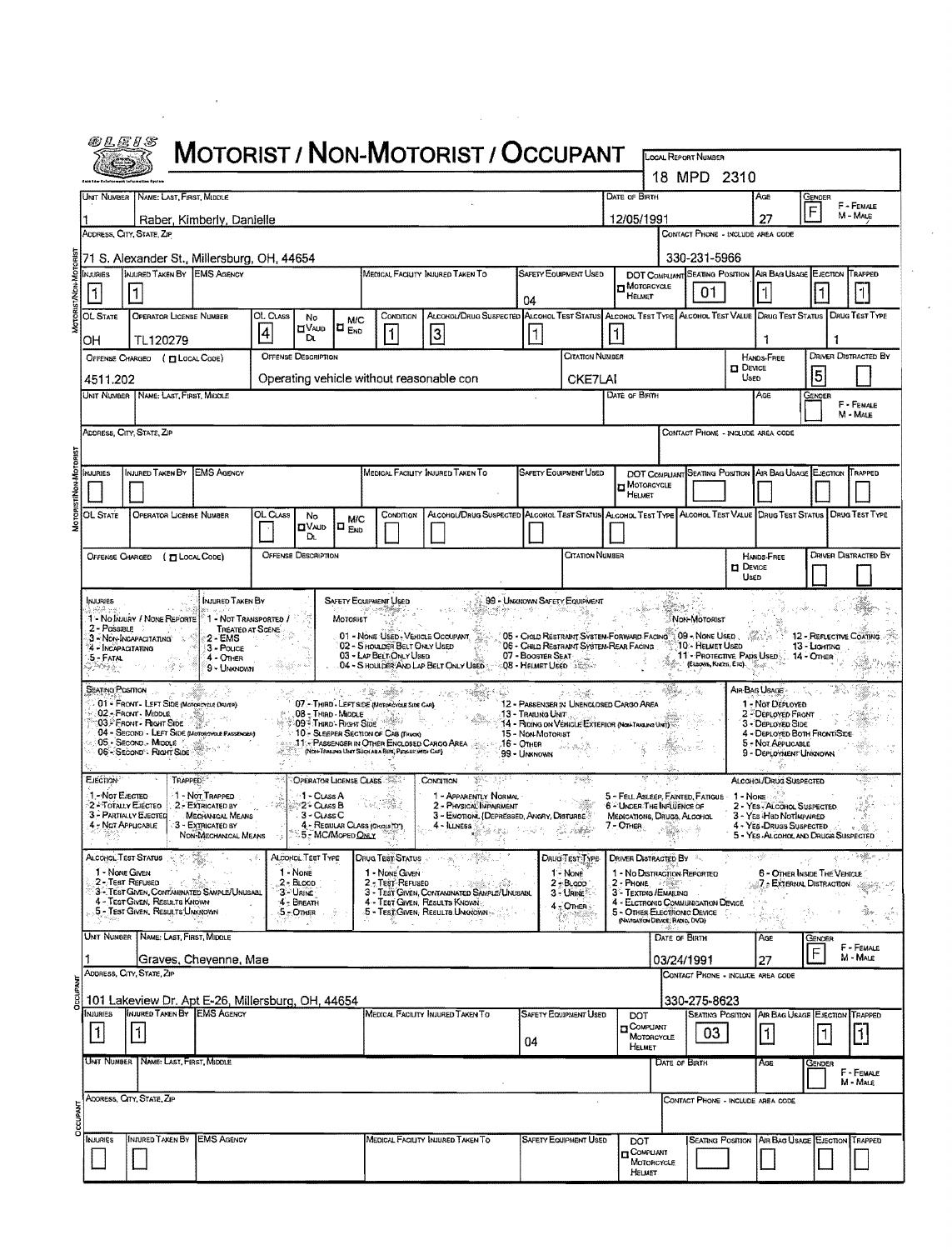# MOTORIST / NON-MOTORIST / OCCUPANT

**Local Report Number:** 18 MPD 2310

## Motorist/Non-Motorist

| Unit Number | Name: Last, First, Middle | Date of Birth | Age | Gender |
|---|---|---|---|---|
| 1 | Raber, Kimberly, Danielle | 12/05/1991 | 27 | F |

| Address, City, State, Zip | Contact Phone - Include Area Code |
|---|---|
| 71 S. Alexander St., Millersburg, OH, 44654 | 330-231-5966 |

| Injuries | Injured Taken By | EMS Agency | Medical Facility Injured Taken To | Safety Equipment Used | DOT Compliant Motorcycle Helmet | Seating Position | Air Bag Usage | Ejection | Trapped |
|---|---|---|---|---|---|---|---|---|---|
| 1 | 1 | | | 04 | | 01 | 1 | 1 | 1 |

| OL State | Operator License Number | OL Class | No Valid DL | M/C End | Condition | Alcohol/Drug Suspected | Alcohol Test Status | Alcohol Test Type | Alcohol Test Value | Drug Test Status | Drug Test Type |
|---|---|---|---|---|---|---|---|---|---|---|---|
| OH | TL120279 | 4 | | | 1 | 3 | 1 | 1 | | 1 | 1 |

| Offense Charged (☐ Local Code) | Offense Description | Citation Number | Hands-Free Device Used | Driver Distracted By |
|---|---|---|---|---|
| 4511.202 | Operating vehicle without reasonable con | CKE7LAI | | 5 |

| Unit Number | Name: Last, First, Middle | Date of Birth | Age | Gender |
|---|---|---|---|---|
| | | | | |

| Address, City, State, Zip | Contact Phone - Include Area Code |
|---|---|
| | |

| Injuries | Injured Taken By | EMS Agency | Medical Facility Injured Taken To | Safety Equipment Used | DOT Compliant Motorcycle Helmet | Seating Position | Air Bag Usage | Ejection | Trapped |
|---|---|---|---|---|---|---|---|---|---|
| | | | | | | | | | |

| OL State | Operator License Number | OL Class | No Valid DL | M/C End | Condition | Alcohol/Drug Suspected | Alcohol Test Status | Alcohol Test Type | Alcohol Test Value | Drug Test Status | Drug Test Type |
|---|---|---|---|---|---|---|---|---|---|---|---|
| | | | | | | | | | | | |

| Offense Charged (☐ Local Code) | Offense Description | Citation Number | Hands-Free Device Used | Driver Distracted By |
|---|---|---|---|---|
| | | | | |

## Codes

**Injuries:** 1 - No Injury / None Reported; 2 - Possible; 3 - Non-Incapacitating; 4 - Incapacitating; 5 - Fatal

**Injured Taken By:** 1 - Not Transported / Treated at Scene; 2 - EMS; 3 - Police; 4 - Other; 9 - Unknown

**Safety Equipment Used:** 99 - Unknown Safety Equipment
- Motorist: 01 - None Used - Vehicle Occupant; 02 - Shoulder Belt Only Used; 03 - Lap Belt Only Used; 04 - Shoulder and Lap Belt Only Used; 05 - Child Restraint System-Forward Facing; 06 - Child Restraint System-Rear Facing; 07 - Booster Seat; 08 - Helmet Used
- Non-Motorist: 09 - None Used; 10 - Helmet Used; 11 - Protective Pads Used (Elbows, Knees, Etc); 12 - Reflective Coating; 13 - Lighting; 14 - Other

**Seating Position:** 01 - Front - Left Side (Motorcycle Driver); 02 - Front - Middle; 03 - Front - Right Side; 04 - Second - Left Side (Motorcycle Passenger); 05 - Second - Middle; 06 - Second - Right Side; 07 - Third - Left Side (Motorcycle Side Car); 08 - Third - Middle; 09 - Third - Right Side; 10 - Sleeper Section of Cab (Truck); 11 - Passenger in Other Enclosed Cargo Area (Non-Trailing Unit Such as a Bus, Pick-up with Cap); 12 - Passenger in Unenclosed Cargo Area; 13 - Trailing Unit; 14 - Riding on Vehicle Exterior (Non-Trailing Unit); 15 - Non-Motorist; 16 - Other; 99 - Unknown

**Air Bag Usage:** 1 - Not Deployed; 2 - Deployed Front; 3 - Deployed Side; 4 - Deployed Both Front/Side; 5 - Not Applicable; 9 - Deployment Unknown

**Ejection:** 1 - Not Ejected; 2 - Totally Ejected; 3 - Partially Ejected; 4 - Not Applicable

**Trapped:** 1 - Not Trapped; 2 - Extricated by Mechanical Means; 3 - Extricated by Non-Mechanical Means

**Operator License Class:** 1 - Class A; 2 - Class B; 3 - Class C; 4 - Regular Class (Ohio is "D"); 5 - M/C/Moped Only

**Condition:** 1 - Apparently Normal; 2 - Physical Impairment; 3 - Emotional (Depressed, Angry, Disturbed); 4 - Illness; 5 - Fell Asleep, Fainted, Fatigue; 6 - Under the Influence of Medications, Drugs, Alcohol; 7 - Other

**Alcohol/Drug Suspected:** 1 - None; 2 - Yes - Alcohol Suspected; 3 - Yes - Had Not Impaired; 4 - Yes - Drugs Suspected; 5 - Yes - Alcohol and Drugs Suspected

**Alcohol Test Status:** 1 - None Given; 2 - Test Refused; 3 - Test Given, Contaminated Sample/Unusable; 4 - Test Given, Results Known; 5 - Test Given, Results Unknown

**Alcohol Test Type:** 1 - None; 2 - Blood; 3 - Urine; 4 - Breath; 5 - Other

**Drug Test Status:** 1 - None Given; 2 - Test Refused; 3 - Test Given, Contaminated Sample/Unusabl; 4 - Test Given, Results Known; 5 - Test Given, Results Unknown

**Drug Test Type:** 1 - None; 2 - Blood; 3 - Urine; 4 - Other

**Driver Distracted By:** 1 - No Distraction Reported; 2 - Phone; 3 - Texting/Emailing; 4 - Electronic Communication Device; 5 - Other Electronic Device (Navigation Device, Radio, DVD); 6 - Other Inside the Vehicle; 7 - External Distraction

## Occupant

| Unit Number | Name: Last, First, Middle | Date of Birth | Age | Gender |
|---|---|---|---|---|
| 1 | Graves, Cheyenne, Mae | 03/24/1991 | 27 | F |

| Address, City, State, Zip | Contact Phone - Include Area Code |
|---|---|
| 101 Lakeview Dr. Apt E-26, Millersburg, OH, 44654 | 330-275-8623 |

| Injuries | Injured Taken By | EMS Agency | Medical Facility Injured Taken To | Safety Equipment Used | DOT Compliant Motorcycle Helmet | Seating Position | Air Bag Usage | Ejection | Trapped |
|---|---|---|---|---|---|---|---|---|---|
| 1 | 1 | | | 04 | | 03 | 1 | 1 | 1 |

| Unit Number | Name: Last, First, Middle | Date of Birth | Age | Gender |
|---|---|---|---|---|
| | | | | |

| Address, City, State, Zip | Contact Phone - Include Area Code |
|---|---|
| | |

| Injuries | Injured Taken By | EMS Agency | Medical Facility Injured Taken To | Safety Equipment Used | DOT Compliant Motorcycle Helmet | Seating Position | Air Bag Usage | Ejection | Trapped |
|---|---|---|---|---|---|---|---|---|---|
| | | | | | | | | | |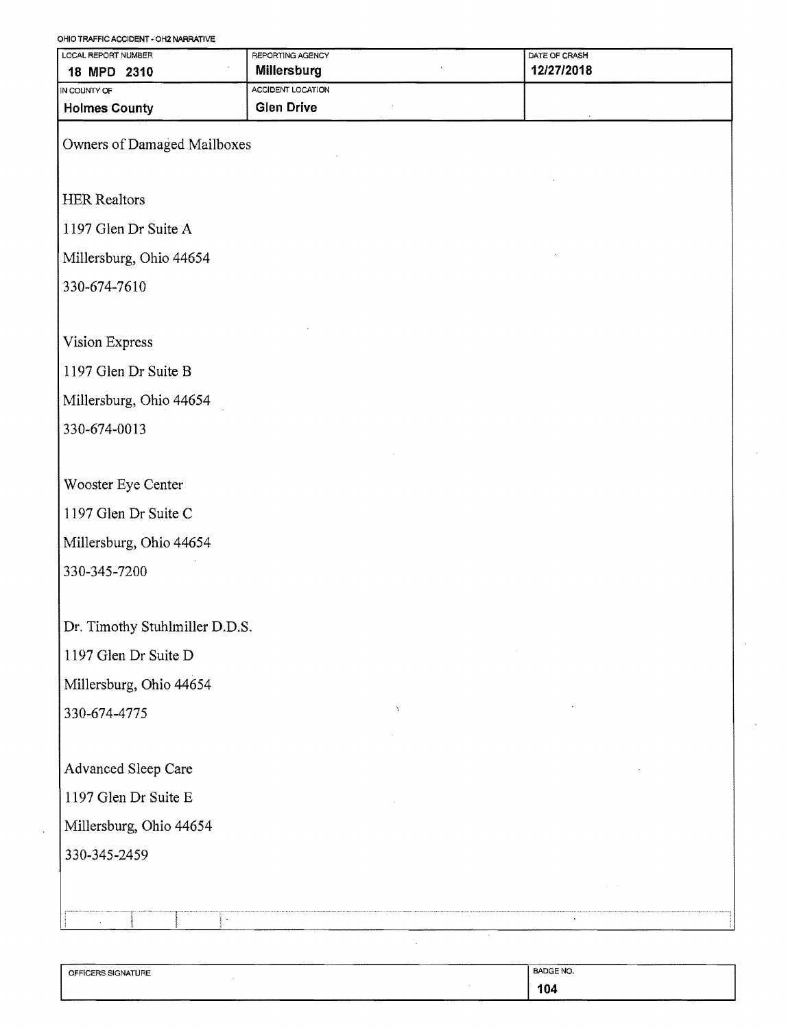OHIO TRAFFIC ACCIDENT - OH2 NARRATIVE

| LOCAL REPORT NUMBER | REPORTING AGENCY | DATE OF CRASH |
| --- | --- | --- |
| 18 MPD 2310 | Millersburg | 12/27/2018 |
| IN COUNTY OF | ACCIDENT LOCATION | |
| Holmes County | Glen Drive | |

Owners of Damaged Mailboxes

HER Realtors
1197 Glen Dr Suite A
Millersburg, Ohio 44654
330-674-7610

Vision Express
1197 Glen Dr Suite B
Millersburg, Ohio 44654
330-674-0013

Wooster Eye Center
1197 Glen Dr Suite C
Millersburg, Ohio 44654
330-345-7200

Dr. Timothy Stuhlmiller D.D.S.
1197 Glen Dr Suite D
Millersburg, Ohio 44654
330-674-4775

Advanced Sleep Care
1197 Glen Dr Suite E
Millersburg, Ohio 44654
330-345-2459

| OFFICERS SIGNATURE | BADGE NO. |
| --- | --- |
| | 104 |